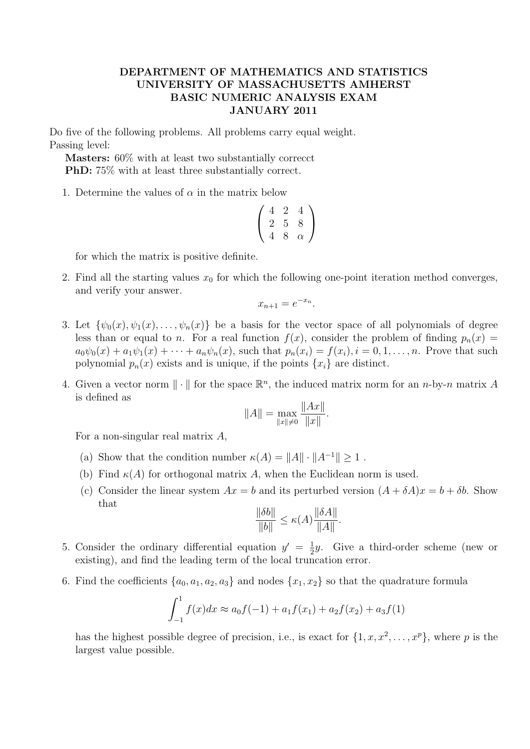# DEPARTMENT OF MATHEMATICS AND STATISTICS
# UNIVERSITY OF MASSACHUSETTS AMHERST
# BASIC NUMERIC ANALYSIS EXAM
# JANUARY 2011

Do five of the following problems. All problems carry equal weight.
Passing level:

**Masters:** 60% with at least two substantially correcct
**PhD:** 75% with at least three substantially correct.

1. Determine the values of $\alpha$ in the matrix below
$$\begin{pmatrix} 4 & 2 & 4 \\ 2 & 5 & 8 \\ 4 & 8 & \alpha \end{pmatrix}$$
for which the matrix is positive definite.

2. Find all the starting values $x_0$ for which the following one-point iteration method converges, and verify your answer.
$$x_{n+1} = e^{-x_n}.$$

3. Let $\{\psi_0(x), \psi_1(x), \ldots, \psi_n(x)\}$ be a basis for the vector space of all polynomials of degree less than or equal to $n$. For a real function $f(x)$, consider the problem of finding $p_n(x) = a_0\psi_0(x) + a_1\psi_1(x) + \cdots + a_n\psi_n(x)$, such that $p_n(x_i) = f(x_i), i = 0, 1, \ldots, n$. Prove that such polynomial $p_n(x)$ exists and is unique, if the points $\{x_i\}$ are distinct.

4. Given a vector norm $\|\cdot\|$ for the space $\mathbb{R}^n$, the induced matrix norm for an $n$-by-$n$ matrix $A$ is defined as
$$\|A\| = \max_{\|x\| \neq 0} \frac{\|Ax\|}{\|x\|}.$$
For a non-singular real matrix $A$,
   (a) Show that the condition number $\kappa(A) = \|A\| \cdot \|A^{-1}\| \geq 1$ .
   (b) Find $\kappa(A)$ for orthogonal matrix $A$, when the Euclidean norm is used.
   (c) Consider the linear system $Ax = b$ and its perturbed version $(A + \delta A)x = b + \delta b$. Show that
$$\frac{\|\delta b\|}{\|b\|} \leq \kappa(A) \frac{\|\delta A\|}{\|A\|}.$$

5. Consider the ordinary differential equation $y' = \frac{1}{2}y$. Give a third-order scheme (new or existing), and find the leading term of the local truncation error.

6. Find the coefficients $\{a_0, a_1, a_2, a_3\}$ and nodes $\{x_1, x_2\}$ so that the quadrature formula
$$\int_{-1}^{1} f(x)dx \approx a_0 f(-1) + a_1 f(x_1) + a_2 f(x_2) + a_3 f(1)$$
has the highest possible degree of precision, i.e., is exact for $\{1, x, x^2, \ldots, x^p\}$, where $p$ is the largest value possible.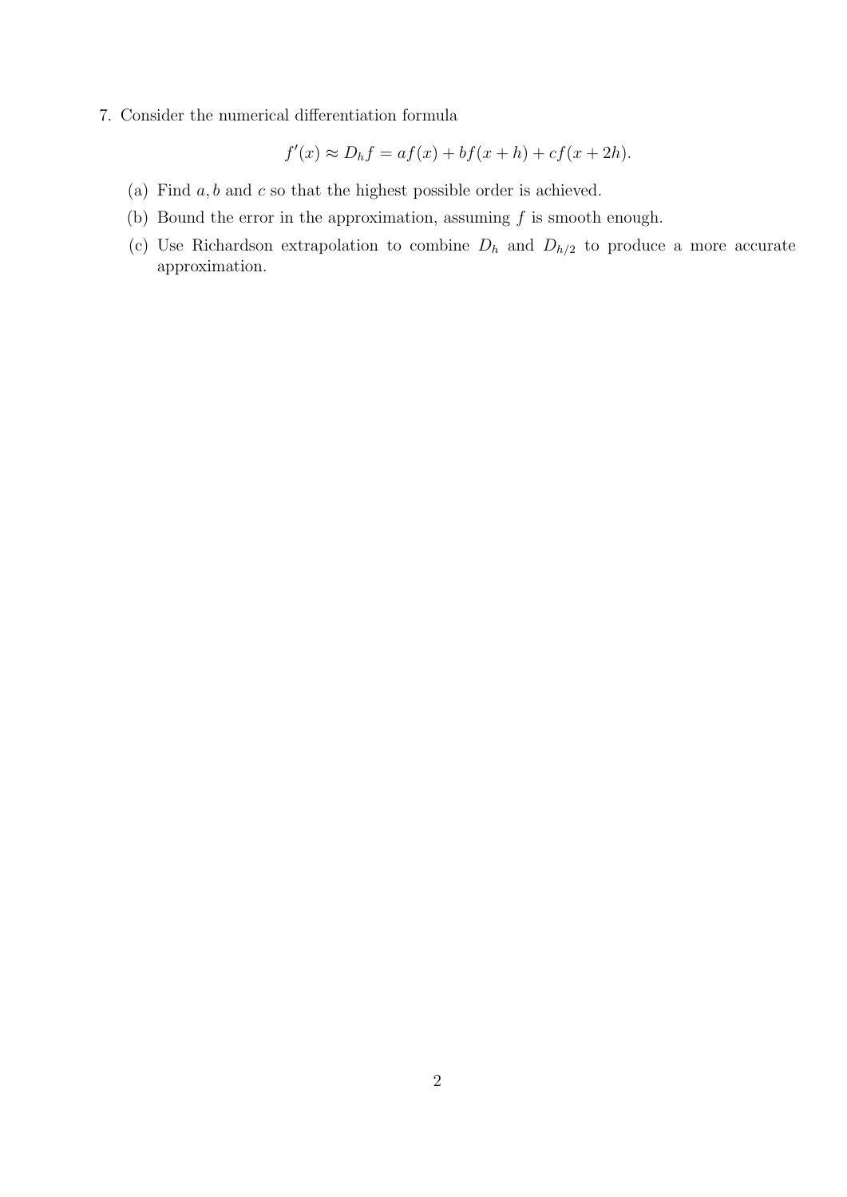7. Consider the numerical differentiation formula

$$f'(x) \approx D_h f = af(x) + bf(x+h) + cf(x+2h).$$

   (a) Find $a, b$ and $c$ so that the highest possible order is achieved.

   (b) Bound the error in the approximation, assuming $f$ is smooth enough.

   (c) Use Richardson extrapolation to combine $D_h$ and $D_{h/2}$ to produce a more accurate approximation.